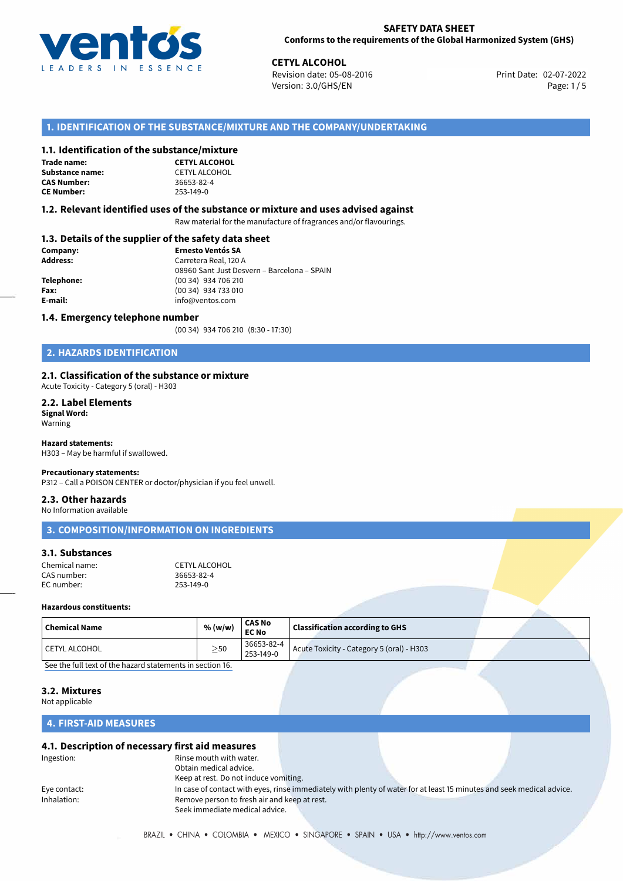**SAFETY DATA SHEET**
**Conforms to the requirements of the Global Harmonized System (GHS)**

**CETYL ALCOHOL**
Revision date: 05-08-2016
Version: 3.0/GHS/EN
Print Date: 02-07-2022

## 1. IDENTIFICATION OF THE SUBSTANCE/MIXTURE AND THE COMPANY/UNDERTAKING

### 1.1. Identification of the substance/mixture

**Trade name:** **CETYL ALCOHOL**
**Substance name:** CETYL ALCOHOL
**CAS Number:** 36653-82-4
**CE Number:** 253-149-0

### 1.2. Relevant identified uses of the substance or mixture and uses advised against

Raw material for the manufacture of fragrances and/or flavourings.

### 1.3. Details of the supplier of the safety data sheet

**Company:** **Ernesto Ventós SA**
**Address:** Carretera Real, 120 A
08960 Sant Just Desvern – Barcelona – SPAIN
**Telephone:** (00 34) 934 706 210
**Fax:** (00 34) 934 733 010
**E-mail:** info@ventos.com

### 1.4. Emergency telephone number

(00 34) 934 706 210 (8:30 - 17:30)

## 2. HAZARDS IDENTIFICATION

### 2.1. Classification of the substance or mixture

Acute Toxicity - Category 5 (oral) - H303

### 2.2. Label Elements

**Signal Word:**
Warning

**Hazard statements:**
H303 – May be harmful if swallowed.

**Precautionary statements:**
P312 – Call a POISON CENTER or doctor/physician if you feel unwell.

### 2.3. Other hazards

No Information available

## 3. COMPOSITION/INFORMATION ON INGREDIENTS

### 3.1. Substances

Chemical name: CETYL ALCOHOL
CAS number: 36653-82-4
EC number: 253-149-0

**Hazardous constituents:**

| Chemical Name | % (w/w) | CAS No EC No | Classification according to GHS |
| --- | --- | --- | --- |
| CETYL ALCOHOL | $\geq$50 | 36653-82-4 253-149-0 | Acute Toxicity - Category 5 (oral) - H303 |

See the full text of the hazard statements in section 16.

### 3.2. Mixtures

Not applicable

## 4. FIRST-AID MEASURES

### 4.1. Description of necessary first aid measures

Ingestion: Rinse mouth with water.
Obtain medical advice.
Keep at rest. Do not induce vomiting.

Eye contact: In case of contact with eyes, rinse immediately with plenty of water for at least 15 minutes and seek medical advice.

Inhalation: Remove person to fresh air and keep at rest.
Seek immediate medical advice.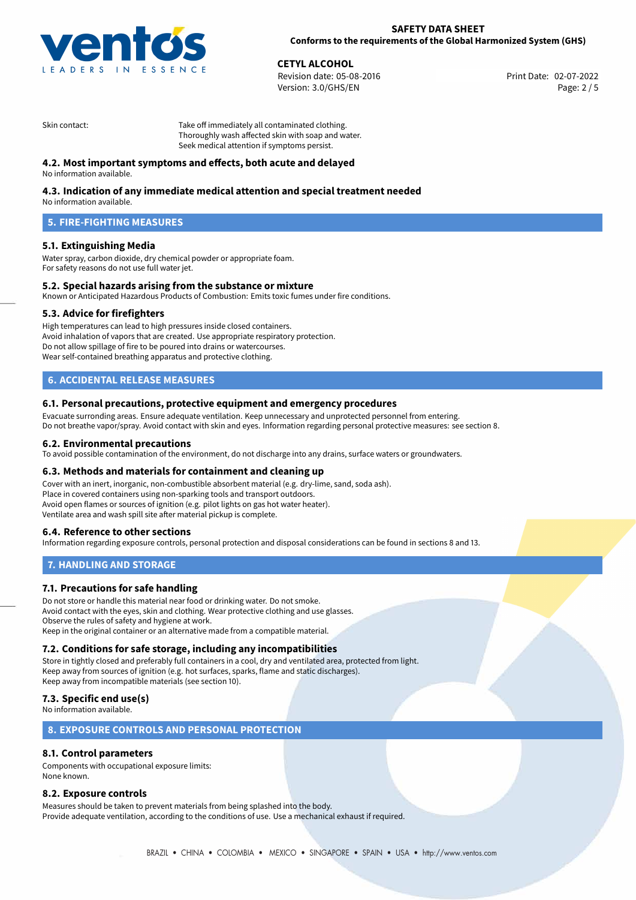Skin contact: Take off immediately all contaminated clothing.
Thoroughly wash affected skin with soap and water.
Seek medical attention if symptoms persist.

### 4.2. Most important symptoms and effects, both acute and delayed

No information available.

### 4.3. Indication of any immediate medical attention and special treatment needed

No information available.

## 5. FIRE-FIGHTING MEASURES

### 5.1. Extinguishing Media

Water spray, carbon dioxide, dry chemical powder or appropriate foam.
For safety reasons do not use full water jet.

### 5.2. Special hazards arising from the substance or mixture

Known or Anticipated Hazardous Products of Combustion: Emits toxic fumes under fire conditions.

### 5.3. Advice for firefighters

High temperatures can lead to high pressures inside closed containers.
Avoid inhalation of vapors that are created. Use appropriate respiratory protection.
Do not allow spillage of fire to be poured into drains or watercourses.
Wear self-contained breathing apparatus and protective clothing.

## 6. ACCIDENTAL RELEASE MEASURES

### 6.1. Personal precautions, protective equipment and emergency procedures

Evacuate surronding areas. Ensure adequate ventilation. Keep unnecessary and unprotected personnel from entering.
Do not breathe vapor/spray. Avoid contact with skin and eyes. Information regarding personal protective measures: see section 8.

### 6.2. Environmental precautions

To avoid possible contamination of the environment, do not discharge into any drains, surface waters or groundwaters.

### 6.3. Methods and materials for containment and cleaning up

Cover with an inert, inorganic, non-combustible absorbent material (e.g. dry-lime, sand, soda ash).
Place in covered containers using non-sparking tools and transport outdoors.
Avoid open flames or sources of ignition (e.g. pilot lights on gas hot water heater).
Ventilate area and wash spill site after material pickup is complete.

### 6.4. Reference to other sections

Information regarding exposure controls, personal protection and disposal considerations can be found in sections 8 and 13.

## 7. HANDLING AND STORAGE

### 7.1. Precautions for safe handling

Do not store or handle this material near food or drinking water. Do not smoke.
Avoid contact with the eyes, skin and clothing. Wear protective clothing and use glasses.
Observe the rules of safety and hygiene at work.
Keep in the original container or an alternative made from a compatible material.

### 7.2. Conditions for safe storage, including any incompatibilities

Store in tightly closed and preferably full containers in a cool, dry and ventilated area, protected from light.
Keep away from sources of ignition (e.g. hot surfaces, sparks, flame and static discharges).
Keep away from incompatible materials (see section 10).

### 7.3. Specific end use(s)

No information available.

## 8. EXPOSURE CONTROLS AND PERSONAL PROTECTION

### 8.1. Control parameters

Components with occupational exposure limits:
None known.

### 8.2. Exposure controls

Measures should be taken to prevent materials from being splashed into the body.
Provide adequate ventilation, according to the conditions of use. Use a mechanical exhaust if required.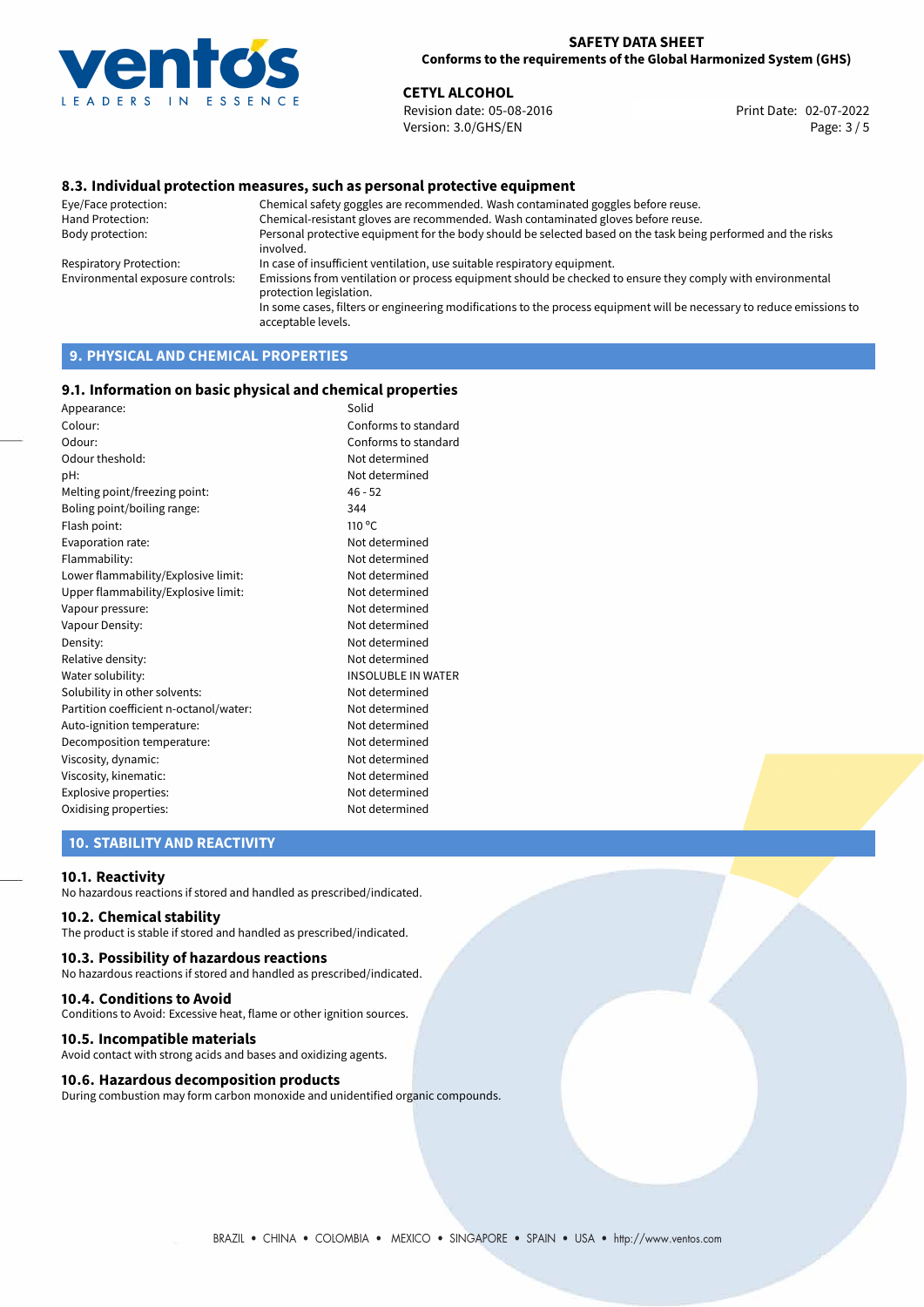### 8.3. Individual protection measures, such as personal protective equipment

| | |
|---|---|
| Eye/Face protection: | Chemical safety goggles are recommended. Wash contaminated goggles before reuse. |
| Hand Protection: | Chemical-resistant gloves are recommended. Wash contaminated gloves before reuse. |
| Body protection: | Personal protective equipment for the body should be selected based on the task being performed and the risks involved. |
| Respiratory Protection: | In case of insufficient ventilation, use suitable respiratory equipment. |
| Environmental exposure controls: | Emissions from ventilation or process equipment should be checked to ensure they comply with environmental protection legislation. In some cases, filters or engineering modifications to the process equipment will be necessary to reduce emissions to acceptable levels. |

## 9. PHYSICAL AND CHEMICAL PROPERTIES

### 9.1. Information on basic physical and chemical properties

| | |
|---|---|
| Appearance: | Solid |
| Colour: | Conforms to standard |
| Odour: | Conforms to standard |
| Odour theshold: | Not determined |
| pH: | Not determined |
| Melting point/freezing point: | 46 - 52 |
| Boling point/boiling range: | 344 |
| Flash point: | 110 ºC |
| Evaporation rate: | Not determined |
| Flammability: | Not determined |
| Lower flammability/Explosive limit: | Not determined |
| Upper flammability/Explosive limit: | Not determined |
| Vapour pressure: | Not determined |
| Vapour Density: | Not determined |
| Density: | Not determined |
| Relative density: | Not determined |
| Water solubility: | INSOLUBLE IN WATER |
| Solubility in other solvents: | Not determined |
| Partition coefficient n-octanol/water: | Not determined |
| Auto-ignition temperature: | Not determined |
| Decomposition temperature: | Not determined |
| Viscosity, dynamic: | Not determined |
| Viscosity, kinematic: | Not determined |
| Explosive properties: | Not determined |
| Oxidising properties: | Not determined |

## 10. STABILITY AND REACTIVITY

### 10.1. Reactivity

No hazardous reactions if stored and handled as prescribed/indicated.

### 10.2. Chemical stability

The product is stable if stored and handled as prescribed/indicated.

### 10.3. Possibility of hazardous reactions

No hazardous reactions if stored and handled as prescribed/indicated.

### 10.4. Conditions to Avoid

Conditions to Avoid: Excessive heat, flame or other ignition sources.

### 10.5. Incompatible materials

Avoid contact with strong acids and bases and oxidizing agents.

### 10.6. Hazardous decomposition products

During combustion may form carbon monoxide and unidentified organic compounds.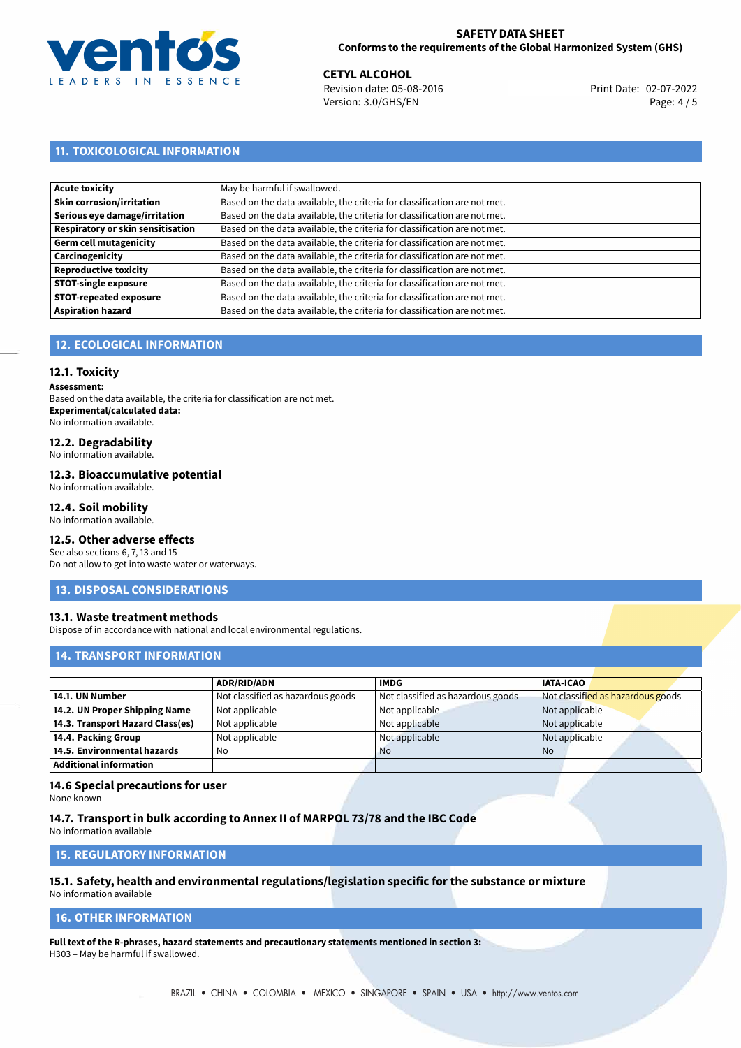## 11. TOXICOLOGICAL INFORMATION

| | |
|---|---|
| **Acute toxicity** | May be harmful if swallowed. |
| **Skin corrosion/irritation** | Based on the data available, the criteria for classification are not met. |
| **Serious eye damage/irritation** | Based on the data available, the criteria for classification are not met. |
| **Respiratory or skin sensitisation** | Based on the data available, the criteria for classification are not met. |
| **Germ cell mutagenicity** | Based on the data available, the criteria for classification are not met. |
| **Carcinogenicity** | Based on the data available, the criteria for classification are not met. |
| **Reproductive toxicity** | Based on the data available, the criteria for classification are not met. |
| **STOT-single exposure** | Based on the data available, the criteria for classification are not met. |
| **STOT-repeated exposure** | Based on the data available, the criteria for classification are not met. |
| **Aspiration hazard** | Based on the data available, the criteria for classification are not met. |

## 12. ECOLOGICAL INFORMATION

### 12.1. Toxicity

**Assessment:**
Based on the data available, the criteria for classification are not met.
**Experimental/calculated data:**
No information available.

### 12.2. Degradability

No information available.

### 12.3. Bioaccumulative potential

No information available.

### 12.4. Soil mobility

No information available.

### 12.5. Other adverse effects

See also sections 6, 7, 13 and 15
Do not allow to get into waste water or waterways.

## 13. DISPOSAL CONSIDERATIONS

### 13.1. Waste treatment methods

Dispose of in accordance with national and local environmental regulations.

## 14. TRANSPORT INFORMATION

| | ADR/RID/ADN | IMDG | IATA-ICAO |
|---|---|---|---|
| **14.1. UN Number** | Not classified as hazardous goods | Not classified as hazardous goods | Not classified as hazardous goods |
| **14.2. UN Proper Shipping Name** | Not applicable | Not applicable | Not applicable |
| **14.3. Transport Hazard Class(es)** | Not applicable | Not applicable | Not applicable |
| **14.4. Packing Group** | Not applicable | Not applicable | Not applicable |
| **14.5. Environmental hazards** | No | No | No |
| **Additional information** | | | |

### 14.6 Special precautions for user

None known

### 14.7. Transport in bulk according to Annex II of MARPOL 73/78 and the IBC Code

No information available

## 15. REGULATORY INFORMATION

### 15.1. Safety, health and environmental regulations/legislation specific for the substance or mixture

No information available

## 16. OTHER INFORMATION

**Full text of the R-phrases, hazard statements and precautionary statements mentioned in section 3:**
H303 – May be harmful if swallowed.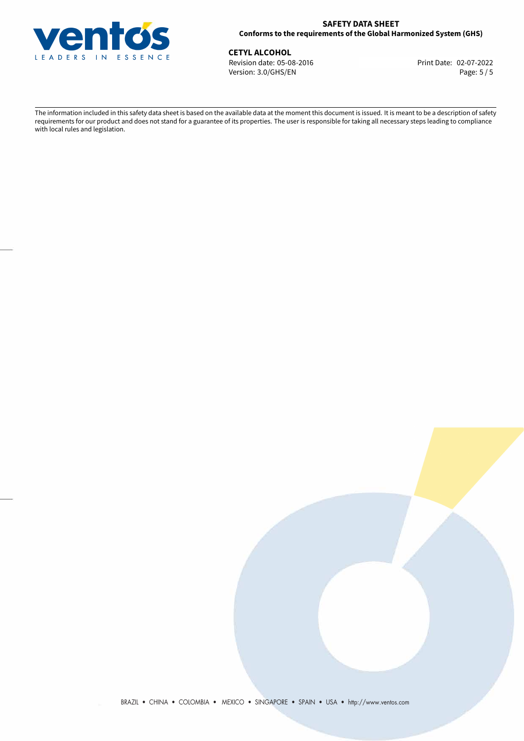The information included in this safety data sheet is based on the available data at the moment this document is issued. It is meant to be a description of safety requirements for our product and does not stand for a guarantee of its properties. The user is responsible for taking all necessary steps leading to compliance with local rules and legislation.